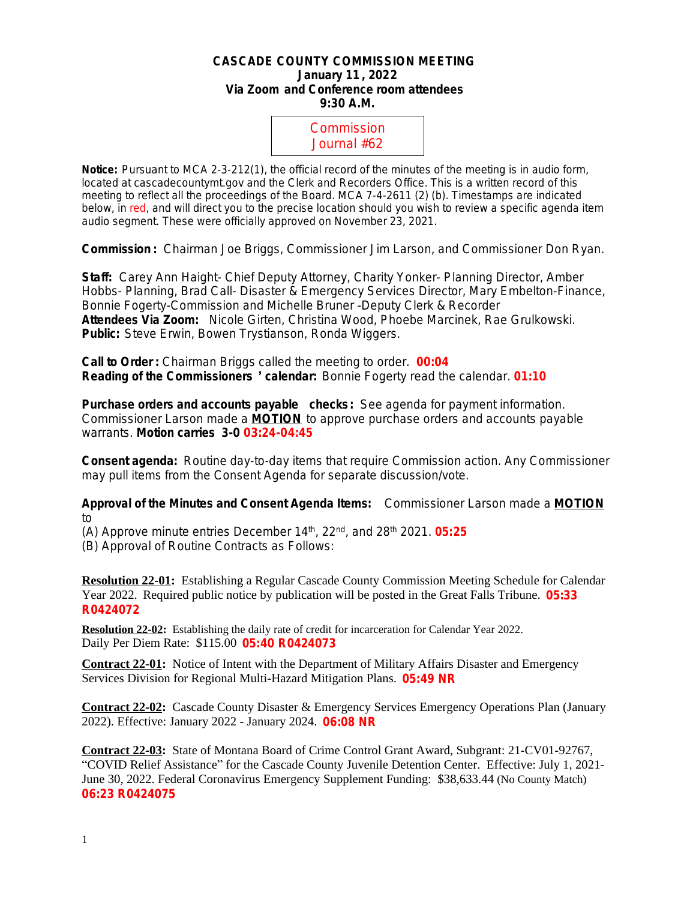**CASCADE COUNTY COMMISSION MEETING**
**January 11, 2022**
**Via Zoom and Conference room attendees**
**9:30 A.M.**

Commission Journal #62

**Notice:** Pursuant to MCA 2-3-212(1), the official record of the minutes of the meeting is in audio form, located at cascadecountymt.gov and the Clerk and Recorders Office. This is a written record of this meeting to reflect all the proceedings of the Board. MCA 7-4-2611 (2) (b). Timestamps are indicated below, in red, and will direct you to the precise location should you wish to review a specific agenda item audio segment. These were officially approved on November 23, 2021.

**Commission:** Chairman Joe Briggs, Commissioner Jim Larson, and Commissioner Don Ryan.

**Staff:** Carey Ann Haight- Chief Deputy Attorney, Charity Yonker- Planning Director, Amber Hobbs- Planning, Brad Call- Disaster & Emergency Services Director, Mary Embelton-Finance, Bonnie Fogerty-Commission and Michelle Bruner -Deputy Clerk & Recorder
**Attendees Via Zoom:** Nicole Girten, Christina Wood, Phoebe Marcinek, Rae Grulkowski.
**Public:** Steve Erwin, Bowen Trystianson, Ronda Wiggers.

**Call to Order:** Chairman Briggs called the meeting to order. **00:04**
**Reading of the Commissioners' calendar:** Bonnie Fogerty read the calendar. **01:10**

**Purchase orders and accounts payable checks:** See agenda for payment information. Commissioner Larson made a **MOTION** to approve purchase orders and accounts payable warrants. **Motion carries 3-0** **03:24-04:45**

**Consent agenda:** Routine day-to-day items that require Commission action. Any Commissioner may pull items from the Consent Agenda for separate discussion/vote.

**Approval of the Minutes and Consent Agenda Items:** Commissioner Larson made a **MOTION** to

(A) Approve minute entries December 14th, 22nd, and 28th 2021. **05:25**
(B) Approval of Routine Contracts as Follows:

**Resolution 22-01:** Establishing a Regular Cascade County Commission Meeting Schedule for Calendar Year 2022. Required public notice by publication will be posted in the Great Falls Tribune. **05:33 R0424072**

**Resolution 22-02:** Establishing the daily rate of credit for incarceration for Calendar Year 2022. Daily Per Diem Rate: $115.00 **05:40 R0424073**

**Contract 22-01:** Notice of Intent with the Department of Military Affairs Disaster and Emergency Services Division for Regional Multi-Hazard Mitigation Plans. **05:49 NR**

**Contract 22-02:** Cascade County Disaster & Emergency Services Emergency Operations Plan (January 2022). Effective: January 2022 - January 2024. **06:08 NR**

**Contract 22-03:** State of Montana Board of Crime Control Grant Award, Subgrant: 21-CV01-92767, "COVID Relief Assistance" for the Cascade County Juvenile Detention Center. Effective: July 1, 2021-June 30, 2022. Federal Coronavirus Emergency Supplement Funding: $38,633.44 (No County Match) **06:23 R0424075**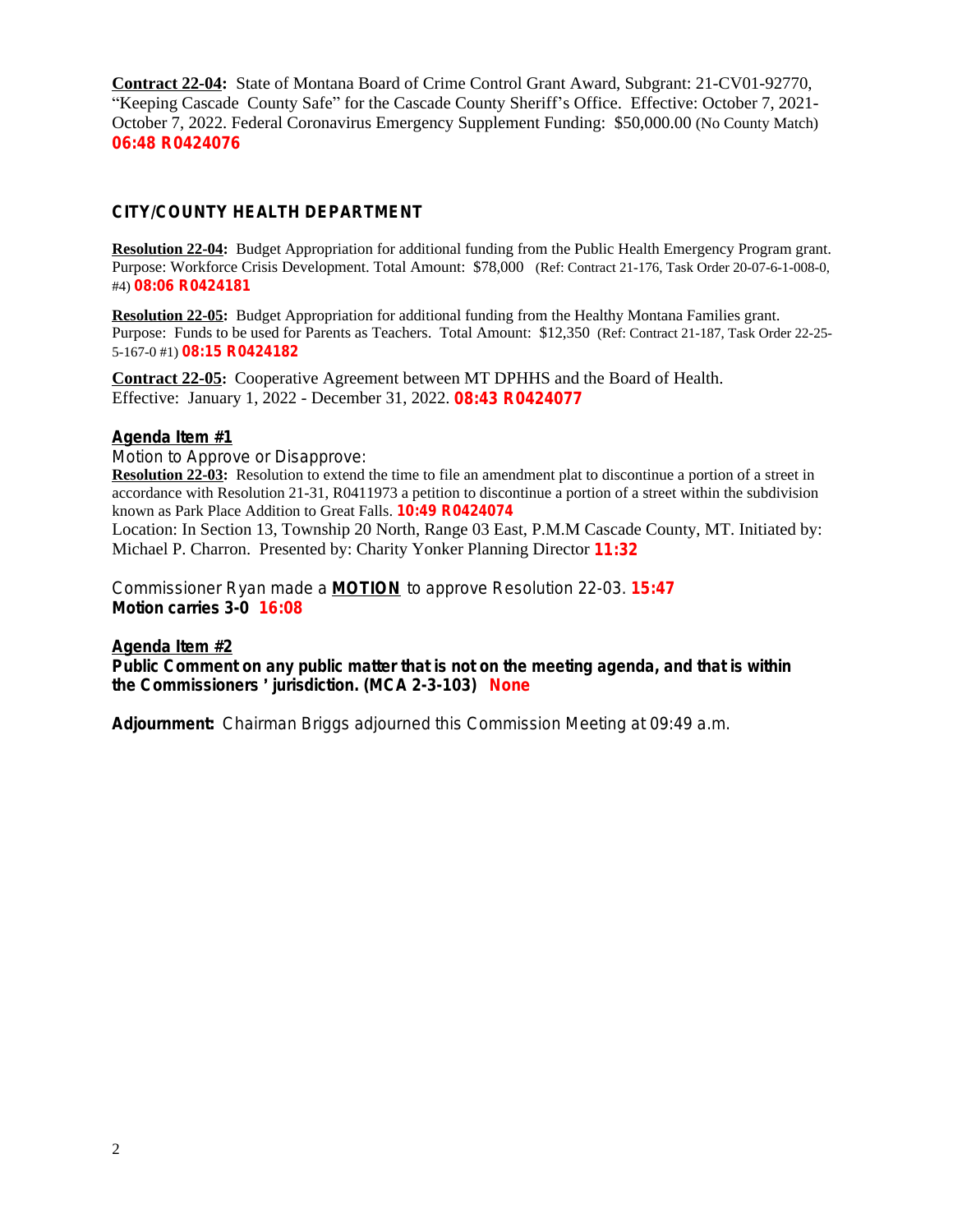**Contract 22-04:** State of Montana Board of Crime Control Grant Award, Subgrant: 21-CV01-92770, "Keeping Cascade County Safe" for the Cascade County Sheriff's Office. Effective: October 7, 2021-October 7, 2022. Federal Coronavirus Emergency Supplement Funding: $50,000.00 (No County Match) **06:48 R0424076**

## CITY/COUNTY HEALTH DEPARTMENT

**Resolution 22-04:** Budget Appropriation for additional funding from the Public Health Emergency Program grant. Purpose: Workforce Crisis Development. Total Amount: $78,000 (Ref: Contract 21-176, Task Order 20-07-6-1-008-0, #4) **08:06 R0424181**

**Resolution 22-05:** Budget Appropriation for additional funding from the Healthy Montana Families grant. Purpose: Funds to be used for Parents as Teachers. Total Amount: $12,350 (Ref: Contract 21-187, Task Order 22-25-5-167-0 #1) **08:15 R0424182**

**Contract 22-05:** Cooperative Agreement between MT DPHHS and the Board of Health. Effective: January 1, 2022 - December 31, 2022. **08:43 R0424077**

**Agenda Item #1**

Motion to Approve or Disapprove:

**Resolution 22-03:** Resolution to extend the time to file an amendment plat to discontinue a portion of a street in accordance with Resolution 21-31, R0411973 a petition to discontinue a portion of a street within the subdivision known as Park Place Addition to Great Falls. **10:49 R0424074**

Location: In Section 13, Township 20 North, Range 03 East, P.M.M Cascade County, MT. Initiated by: Michael P. Charron. Presented by: Charity Yonker Planning Director **11:32**

Commissioner Ryan made a **MOTION** to approve Resolution 22-03. **15:47**

**Motion carries 3-0 16:08**

**Agenda Item #2**

**Public Comment on any public matter that is not on the meeting agenda, and that is within the Commissioners ' jurisdiction. (MCA 2-3-103) None**

**Adjournment:** Chairman Briggs adjourned this Commission Meeting at 09:49 a.m.